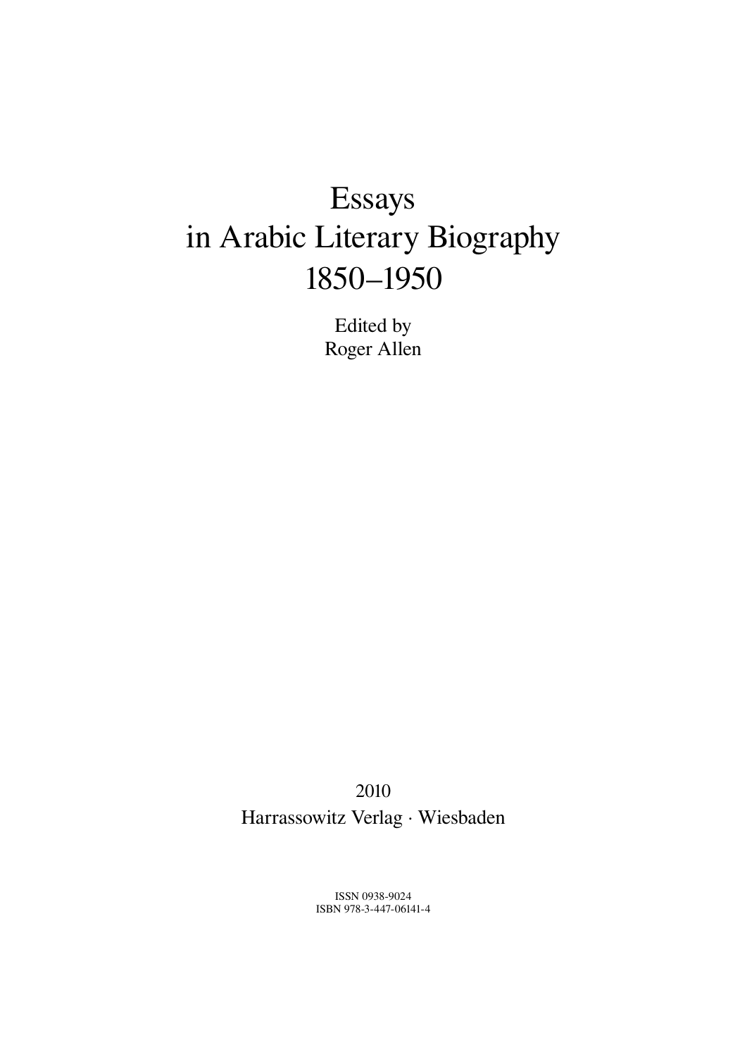# Essays in Arabic Literary Biography 1850–1950

Edited by
Roger Allen

2010

Harrassowitz Verlag · Wiesbaden

ISSN 0938-9024
ISBN 978-3-447-06141-4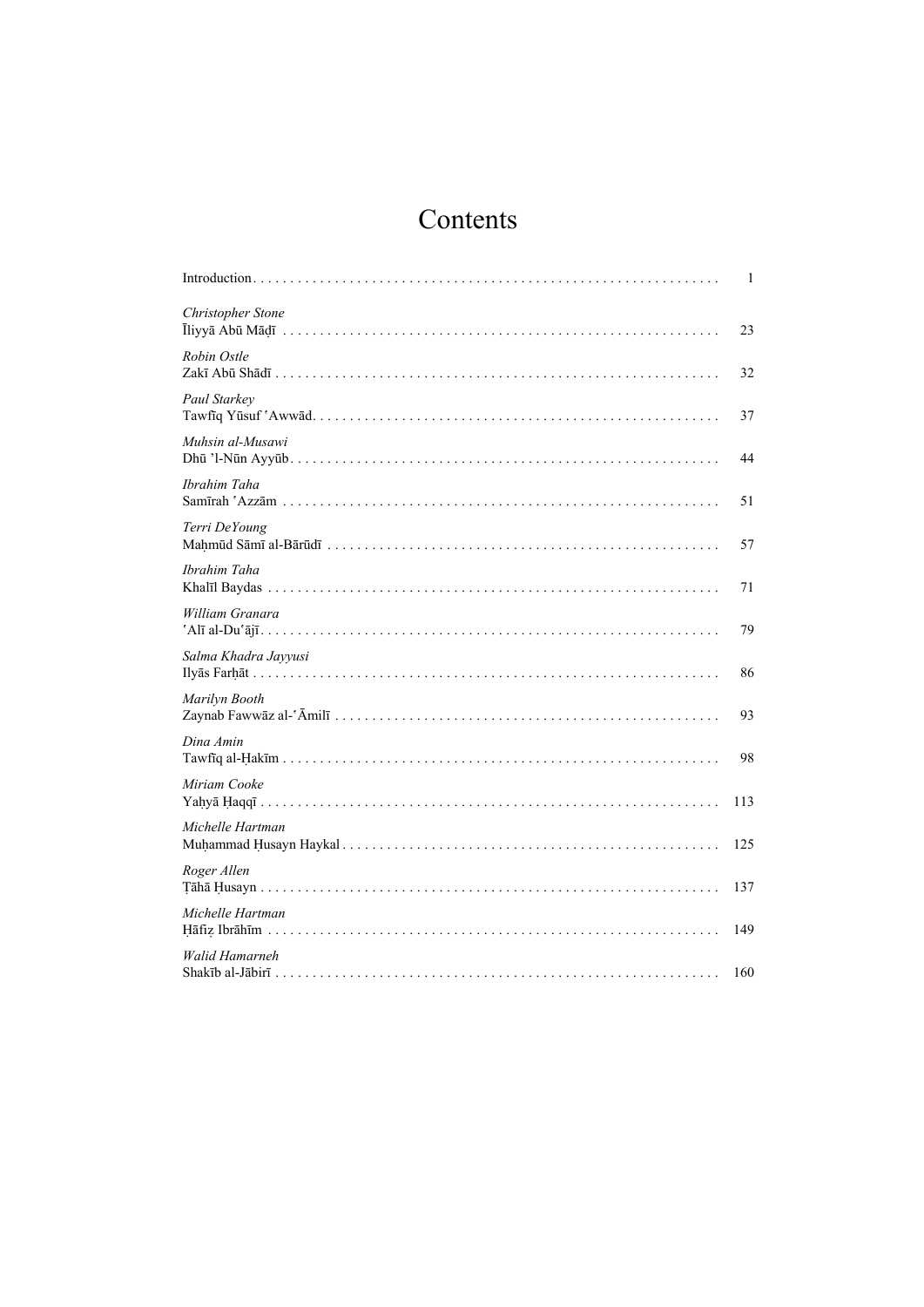# Contents

Introduction . . . . . . . . . . . . . . . . . . . . . . . . . . . . . . . . . . . . . . . . . . . . . . . . . . . . . . . . . . . . 1

*Christopher Stone*
Īliyyā Abū Māḍī . . . . . . . . . . . . . . . . . . . . . . . . . . . . . . . . . . . . . . . . . . . . . . . . . . . . . . . . . 23

*Robin Ostle*
Zakī Abū Shādī . . . . . . . . . . . . . . . . . . . . . . . . . . . . . . . . . . . . . . . . . . . . . . . . . . . . . . . . . 32

*Paul Starkey*
Tawfīq Yūsuf ʿAwwād . . . . . . . . . . . . . . . . . . . . . . . . . . . . . . . . . . . . . . . . . . . . . . . . . . . . 37

*Muhsin al-Musawi*
Dhū 'l-Nūn Ayyūb . . . . . . . . . . . . . . . . . . . . . . . . . . . . . . . . . . . . . . . . . . . . . . . . . . . . . . . 44

*Ibrahim Taha*
Samīrah ʿAzzām . . . . . . . . . . . . . . . . . . . . . . . . . . . . . . . . . . . . . . . . . . . . . . . . . . . . . . . . 51

*Terri DeYoung*
Maḥmūd Sāmī al-Bārūdī . . . . . . . . . . . . . . . . . . . . . . . . . . . . . . . . . . . . . . . . . . . . . . . . . . 57

*Ibrahim Taha*
Khalīl Baydas . . . . . . . . . . . . . . . . . . . . . . . . . . . . . . . . . . . . . . . . . . . . . . . . . . . . . . . . . . 71

*William Granara*
ʿAlī al-Duʿājī . . . . . . . . . . . . . . . . . . . . . . . . . . . . . . . . . . . . . . . . . . . . . . . . . . . . . . . . . . . 79

*Salma Khadra Jayyusi*
Ilyās Farḥāt . . . . . . . . . . . . . . . . . . . . . . . . . . . . . . . . . . . . . . . . . . . . . . . . . . . . . . . . . . . . 86

*Marilyn Booth*
Zaynab Fawwāz al-ʿĀmilī . . . . . . . . . . . . . . . . . . . . . . . . . . . . . . . . . . . . . . . . . . . . . . . . . . 93

*Dina Amin*
Tawfīq al-Ḥakīm . . . . . . . . . . . . . . . . . . . . . . . . . . . . . . . . . . . . . . . . . . . . . . . . . . . . . . . . . 98

*Miriam Cooke*
Yaḥyā Ḥaqqī . . . . . . . . . . . . . . . . . . . . . . . . . . . . . . . . . . . . . . . . . . . . . . . . . . . . . . . . . . . 113

*Michelle Hartman*
Muḥammad Ḥusayn Haykal . . . . . . . . . . . . . . . . . . . . . . . . . . . . . . . . . . . . . . . . . . . . . . . . . 125

*Roger Allen*
Ṭāhā Ḥusayn . . . . . . . . . . . . . . . . . . . . . . . . . . . . . . . . . . . . . . . . . . . . . . . . . . . . . . . . . . . 137

*Michelle Hartman*
Ḥāfiẓ Ibrāhīm . . . . . . . . . . . . . . . . . . . . . . . . . . . . . . . . . . . . . . . . . . . . . . . . . . . . . . . . . . . 149

*Walid Hamarneh*
Shakīb al-Jābirī . . . . . . . . . . . . . . . . . . . . . . . . . . . . . . . . . . . . . . . . . . . . . . . . . . . . . . . . . 160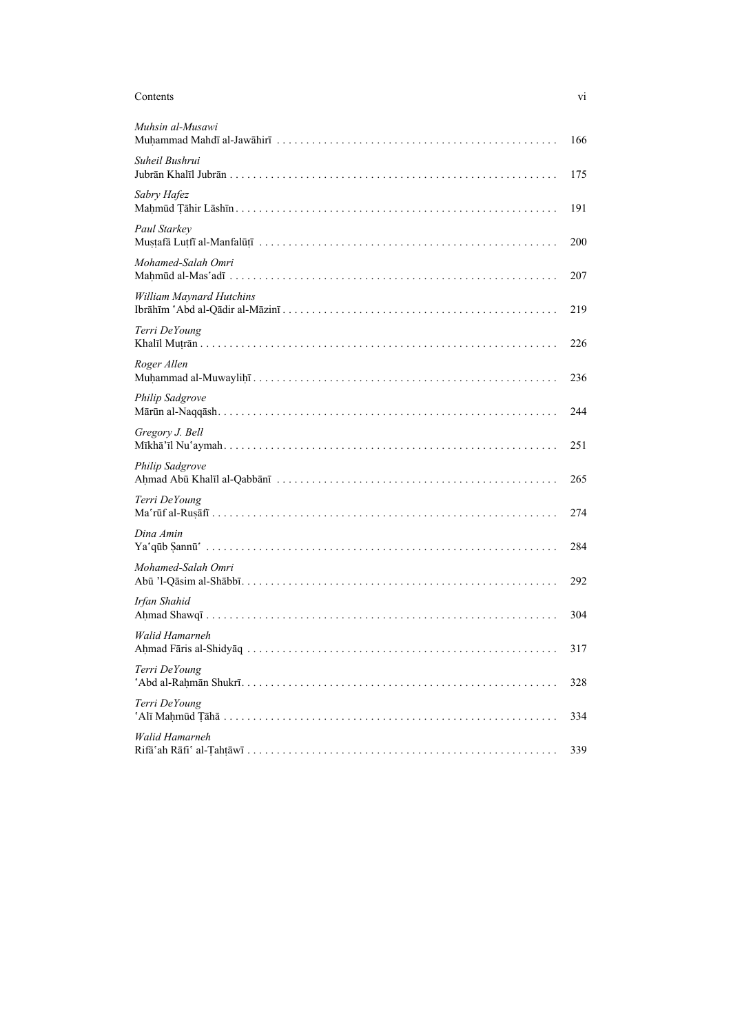*Muhsin al-Musawi*
Muḥammad Mahdī al-Jawāhirī . . . . . . . . . . . . . . . . . . . . . . . . . . . . . . . . . . . . . . . . . . . . . . . 166

*Suheil Bushrui*
Jubrān Khalīl Jubrān . . . . . . . . . . . . . . . . . . . . . . . . . . . . . . . . . . . . . . . . . . . . . . . . . . . . . . . 175

*Sabry Hafez*
Maḥmūd Ṭāhir Lāshīn . . . . . . . . . . . . . . . . . . . . . . . . . . . . . . . . . . . . . . . . . . . . . . . . . . . . . . 191

*Paul Starkey*
Muṣṭafā Luṭfī al-Manfalūṭī . . . . . . . . . . . . . . . . . . . . . . . . . . . . . . . . . . . . . . . . . . . . . . . . . . 200

*Mohamed-Salah Omri*
Maḥmūd al-Masʿadī . . . . . . . . . . . . . . . . . . . . . . . . . . . . . . . . . . . . . . . . . . . . . . . . . . . . . . . 207

*William Maynard Hutchins*
Ibrāhīm ʿAbd al-Qādir al-Māzinī . . . . . . . . . . . . . . . . . . . . . . . . . . . . . . . . . . . . . . . . . . . . . . 219

*Terri DeYoung*
Khalīl Muṭrān . . . . . . . . . . . . . . . . . . . . . . . . . . . . . . . . . . . . . . . . . . . . . . . . . . . . . . . . . . . . 226

*Roger Allen*
Muḥammad al-Muwayliḥī . . . . . . . . . . . . . . . . . . . . . . . . . . . . . . . . . . . . . . . . . . . . . . . . . . . 236

*Philip Sadgrove*
Mārūn al-Naqqāsh . . . . . . . . . . . . . . . . . . . . . . . . . . . . . . . . . . . . . . . . . . . . . . . . . . . . . . . . . 244

*Gregory J. Bell*
Mīkhāʾīl Nuʿaymah . . . . . . . . . . . . . . . . . . . . . . . . . . . . . . . . . . . . . . . . . . . . . . . . . . . . . . . . 251

*Philip Sadgrove*
Aḥmad Abū Khalīl al-Qabbānī . . . . . . . . . . . . . . . . . . . . . . . . . . . . . . . . . . . . . . . . . . . . . . . 265

*Terri DeYoung*
Maʿrūf al-Ruṣāfī . . . . . . . . . . . . . . . . . . . . . . . . . . . . . . . . . . . . . . . . . . . . . . . . . . . . . . . . . . 274

*Dina Amin*
Yaʿqūb Ṣannūʿ . . . . . . . . . . . . . . . . . . . . . . . . . . . . . . . . . . . . . . . . . . . . . . . . . . . . . . . . . . . 284

*Mohamed-Salah Omri*
Abū ʾl-Qāsim al-Shābbī . . . . . . . . . . . . . . . . . . . . . . . . . . . . . . . . . . . . . . . . . . . . . . . . . . . . . 292

*Irfan Shahid*
Aḥmad Shawqī . . . . . . . . . . . . . . . . . . . . . . . . . . . . . . . . . . . . . . . . . . . . . . . . . . . . . . . . . . . 304

*Walid Hamarneh*
Aḥmad Fāris al-Shidyāq . . . . . . . . . . . . . . . . . . . . . . . . . . . . . . . . . . . . . . . . . . . . . . . . . . . . 317

*Terri DeYoung*
ʿAbd al-Raḥmān Shukrī . . . . . . . . . . . . . . . . . . . . . . . . . . . . . . . . . . . . . . . . . . . . . . . . . . . . . 328

*Terri DeYoung*
ʿAlī Maḥmūd Ṭāhā . . . . . . . . . . . . . . . . . . . . . . . . . . . . . . . . . . . . . . . . . . . . . . . . . . . . . . . . 334

*Walid Hamarneh*
Rifāʿah Rāfiʿ al-Ṭahṭāwī . . . . . . . . . . . . . . . . . . . . . . . . . . . . . . . . . . . . . . . . . . . . . . . . . . . . 339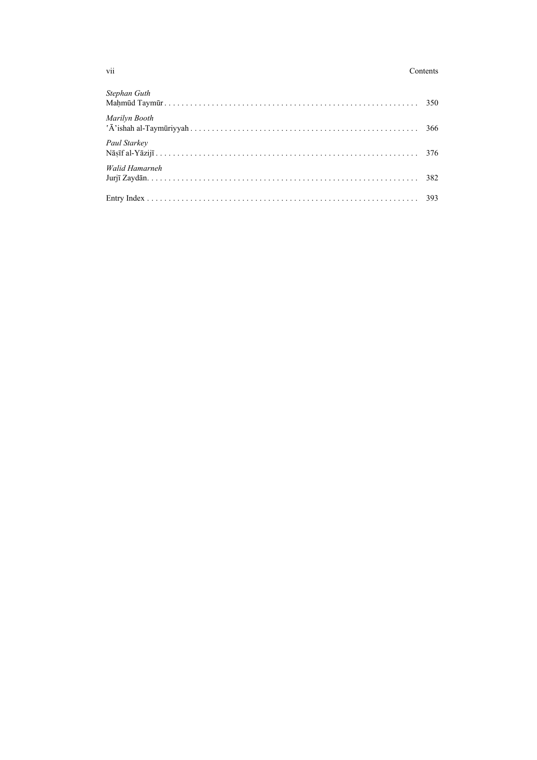*Stephan Guth*
Maḥmūd Taymūr . . . . . . . . . . . . . . . . . . . . . . . . . . . . . . . . . . . . . . . . . . . . . . . . . . . . . . . . . . 350

*Marilyn Booth*
ʿĀ'ishah al-Taymūriyyah . . . . . . . . . . . . . . . . . . . . . . . . . . . . . . . . . . . . . . . . . . . . . . . . . . . . 366

*Paul Starkey*
Nāṣīf al-Yāzijī . . . . . . . . . . . . . . . . . . . . . . . . . . . . . . . . . . . . . . . . . . . . . . . . . . . . . . . . . . . . 376

*Walid Hamarneh*
Jurjī Zaydān. . . . . . . . . . . . . . . . . . . . . . . . . . . . . . . . . . . . . . . . . . . . . . . . . . . . . . . . . . . . . . 382

Entry Index . . . . . . . . . . . . . . . . . . . . . . . . . . . . . . . . . . . . . . . . . . . . . . . . . . . . . . . . . . . . . . . 393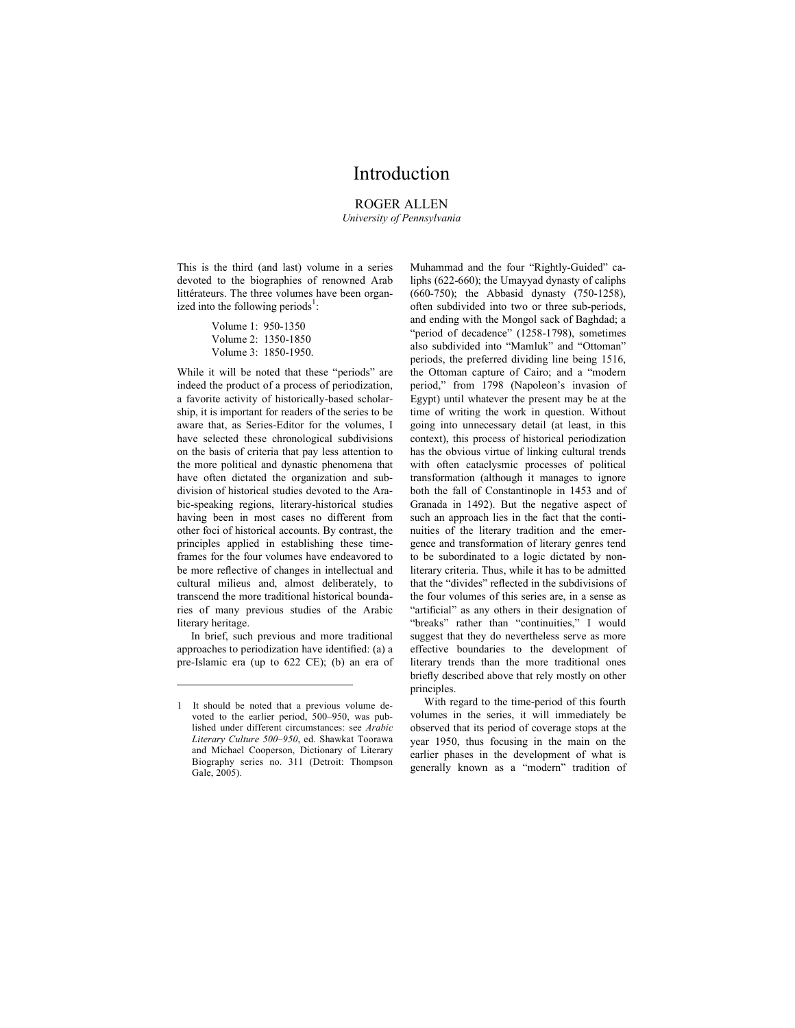# Introduction

ROGER ALLEN

*University of Pennsylvania*

This is the third (and last) volume in a series devoted to the biographies of renowned Arab littérateurs. The three volumes have been organized into the following periods[1]:

Volume 1: 950-1350
Volume 2: 1350-1850
Volume 3: 1850-1950.

While it will be noted that these "periods" are indeed the product of a process of periodization, a favorite activity of historically-based scholarship, it is important for readers of the series to be aware that, as Series-Editor for the volumes, I have selected these chronological subdivisions on the basis of criteria that pay less attention to the more political and dynastic phenomena that have often dictated the organization and subdivision of historical studies devoted to the Arabic-speaking regions, literary-historical studies having been in most cases no different from other foci of historical accounts. By contrast, the principles applied in establishing these timeframes for the four volumes have endeavored to be more reflective of changes in intellectual and cultural milieus and, almost deliberately, to transcend the more traditional historical boundaries of many previous studies of the Arabic literary heritage.

In brief, such previous and more traditional approaches to periodization have identified: (a) a pre-Islamic era (up to 622 CE); (b) an era of Muhammad and the four "Rightly-Guided" caliphs (622-660); the Umayyad dynasty of caliphs (660-750); the Abbasid dynasty (750-1258), often subdivided into two or three sub-periods, and ending with the Mongol sack of Baghdad; a "period of decadence" (1258-1798), sometimes also subdivided into "Mamluk" and "Ottoman" periods, the preferred dividing line being 1516, the Ottoman capture of Cairo; and a "modern period," from 1798 (Napoleon's invasion of Egypt) until whatever the present may be at the time of writing the work in question. Without going into unnecessary detail (at least, in this context), this process of historical periodization has the obvious virtue of linking cultural trends with often cataclysmic processes of political transformation (although it manages to ignore both the fall of Constantinople in 1453 and of Granada in 1492). But the negative aspect of such an approach lies in the fact that the continuities of the literary tradition and the emergence and transformation of literary genres tend to be subordinated to a logic dictated by non-literary criteria. Thus, while it has to be admitted that the "divides" reflected in the subdivisions of the four volumes of this series are, in a sense as "artificial" as any others in their designation of "breaks" rather than "continuities," I would suggest that they do nevertheless serve as more effective boundaries to the development of literary trends than the more traditional ones briefly described above that rely mostly on other principles.

With regard to the time-period of this fourth volumes in the series, it will immediately be observed that its period of coverage stops at the year 1950, thus focusing in the main on the earlier phases in the development of what is generally known as a "modern" tradition of

---

[1] It should be noted that a previous volume devoted to the earlier period, 500–950, was published under different circumstances: see *Arabic Literary Culture 500–950*, ed. Shawkat Toorawa and Michael Cooperson, Dictionary of Literary Biography series no. 311 (Detroit: Thompson Gale, 2005).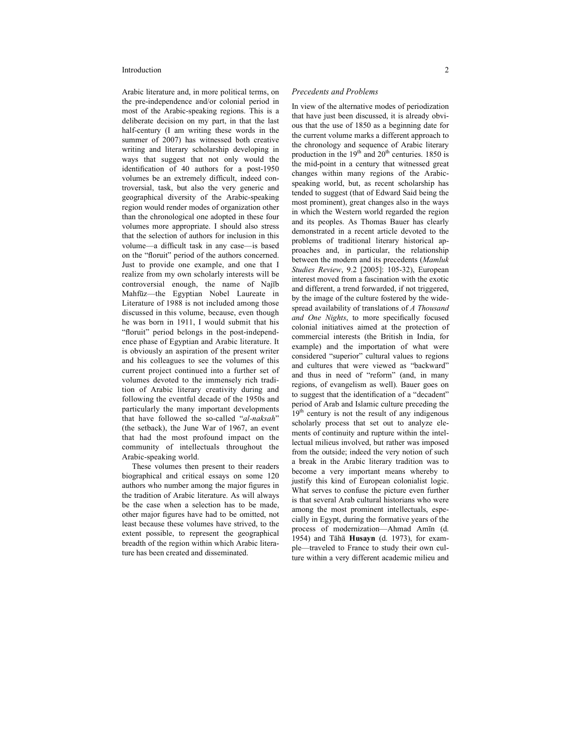Arabic literature and, in more political terms, on the pre-independence and/or colonial period in most of the Arabic-speaking regions. This is a deliberate decision on my part, in that the last half-century (I am writing these words in the summer of 2007) has witnessed both creative writing and literary scholarship developing in ways that suggest that not only would the identification of 40 authors for a post-1950 volumes be an extremely difficult, indeed controversial, task, but also the very generic and geographical diversity of the Arabic-speaking region would render modes of organization other than the chronological one adopted in these four volumes more appropriate. I should also stress that the selection of authors for inclusion in this volume—a difficult task in any case—is based on the "floruit" period of the authors concerned. Just to provide one example, and one that I realize from my own scholarly interests will be controversial enough, the name of Najīb Mahfūz—the Egyptian Nobel Laureate in Literature of 1988 is not included among those discussed in this volume, because, even though he was born in 1911, I would submit that his "floruit" period belongs in the post-independence phase of Egyptian and Arabic literature. It is obviously an aspiration of the present writer and his colleagues to see the volumes of this current project continued into a further set of volumes devoted to the immensely rich tradition of Arabic literary creativity during and following the eventful decade of the 1950s and particularly the many important developments that have followed the so-called "*al-naksah*" (the setback), the June War of 1967, an event that had the most profound impact on the community of intellectuals throughout the Arabic-speaking world.

These volumes then present to their readers biographical and critical essays on some 120 authors who number among the major figures in the tradition of Arabic literature. As will always be the case when a selection has to be made, other major figures have had to be omitted, not least because these volumes have strived, to the extent possible, to represent the geographical breadth of the region within which Arabic literature has been created and disseminated.

### *Precedents and Problems*

In view of the alternative modes of periodization that have just been discussed, it is already obvious that the use of 1850 as a beginning date for the current volume marks a different approach to the chronology and sequence of Arabic literary production in the 19th and 20th centuries. 1850 is the mid-point in a century that witnessed great changes within many regions of the Arabic-speaking world, but, as recent scholarship has tended to suggest (that of Edward Said being the most prominent), great changes also in the ways in which the Western world regarded the region and its peoples. As Thomas Bauer has clearly demonstrated in a recent article devoted to the problems of traditional literary historical approaches and, in particular, the relationship between the modern and its precedents (*Mamluk Studies Review*, 9.2 [2005]: 105-32), European interest moved from a fascination with the exotic and different, a trend forwarded, if not triggered, by the image of the culture fostered by the widespread availability of translations of *A Thousand and One Nights*, to more specifically focused colonial initiatives aimed at the protection of commercial interests (the British in India, for example) and the importation of what were considered "superior" cultural values to regions and cultures that were viewed as "backward" and thus in need of "reform" (and, in many regions, of evangelism as well). Bauer goes on to suggest that the identification of a "decadent" period of Arab and Islamic culture preceding the 19th century is not the result of any indigenous scholarly process that set out to analyze elements of continuity and rupture within the intellectual milieus involved, but rather was imposed from the outside; indeed the very notion of such a break in the Arabic literary tradition was to become a very important means whereby to justify this kind of European colonialist logic. What serves to confuse the picture even further is that several Arab cultural historians who were among the most prominent intellectuals, especially in Egypt, during the formative years of the process of modernization—Ahmad Amīn (d. 1954) and Tāhā **Husayn** (d. 1973), for example—traveled to France to study their own culture within a very different academic milieu and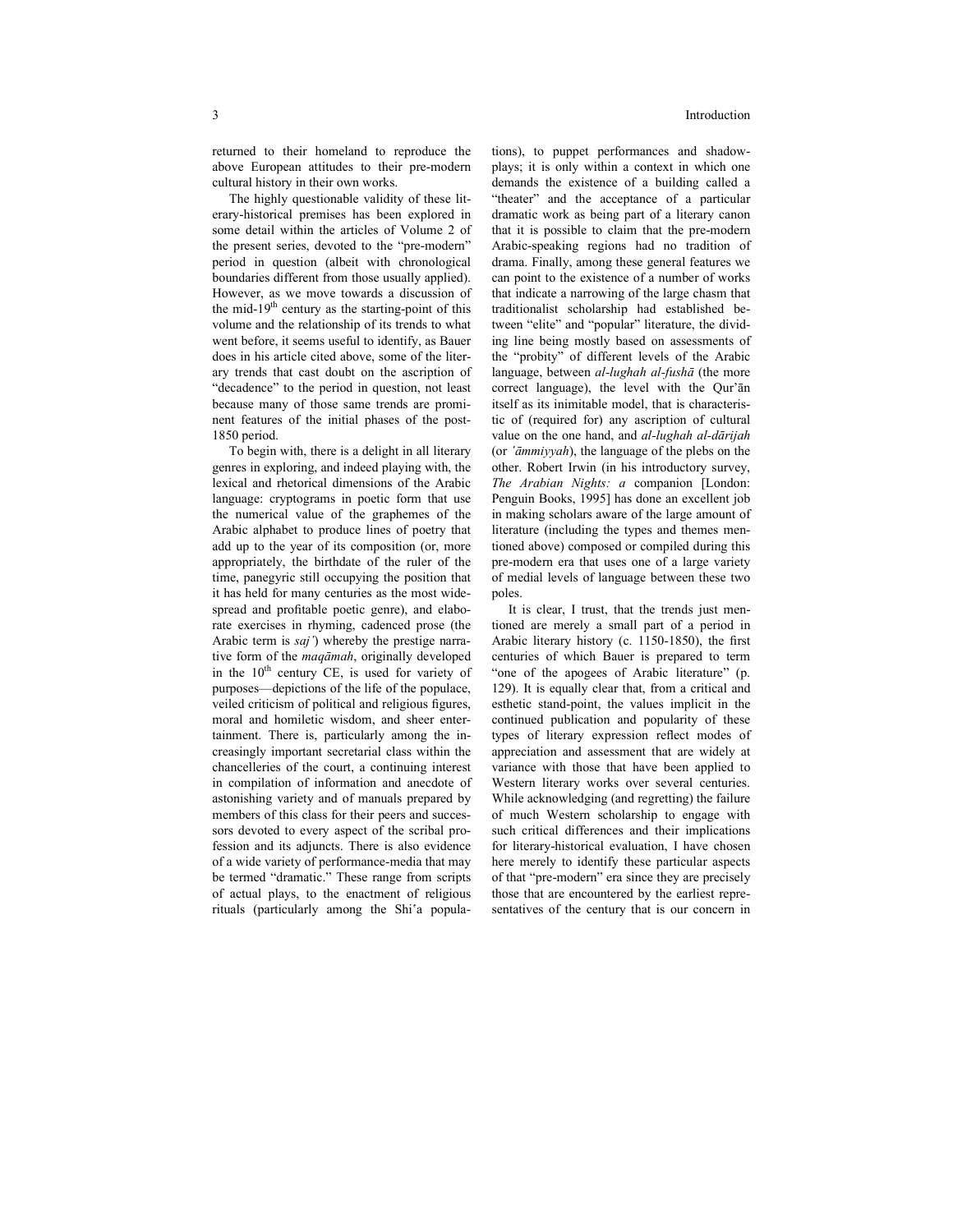returned to their homeland to reproduce the above European attitudes to their pre-modern cultural history in their own works.

The highly questionable validity of these literary-historical premises has been explored in some detail within the articles of Volume 2 of the present series, devoted to the "pre-modern" period in question (albeit with chronological boundaries different from those usually applied). However, as we move towards a discussion of the mid-19th century as the starting-point of this volume and the relationship of its trends to what went before, it seems useful to identify, as Bauer does in his article cited above, some of the literary trends that cast doubt on the ascription of "decadence" to the period in question, not least because many of those same trends are prominent features of the initial phases of the post-1850 period.

To begin with, there is a delight in all literary genres in exploring, and indeed playing with, the lexical and rhetorical dimensions of the Arabic language: cryptograms in poetic form that use the numerical value of the graphemes of the Arabic alphabet to produce lines of poetry that add up to the year of its composition (or, more appropriately, the birthdate of the ruler of the time, panegyric still occupying the position that it has held for many centuries as the most widespread and profitable poetic genre), and elaborate exercises in rhyming, cadenced prose (the Arabic term is *saj'*) whereby the prestige narrative form of the *maqāmah*, originally developed in the 10th century CE, is used for variety of purposes—depictions of the life of the populace, veiled criticism of political and religious figures, moral and homiletic wisdom, and sheer entertainment. There is, particularly among the increasingly important secretarial class within the chancelleries of the court, a continuing interest in compilation of information and anecdote of astonishing variety and of manuals prepared by members of this class for their peers and successors devoted to every aspect of the scribal profession and its adjuncts. There is also evidence of a wide variety of performance-media that may be termed "dramatic." These range from scripts of actual plays, to the enactment of religious rituals (particularly among the Shi'a populations), to puppet performances and shadow-plays; it is only within a context in which one demands the existence of a building called a "theater" and the acceptance of a particular dramatic work as being part of a literary canon that it is possible to claim that the pre-modern Arabic-speaking regions had no tradition of drama. Finally, among these general features we can point to the existence of a number of works that indicate a narrowing of the large chasm that traditionalist scholarship had established between "elite" and "popular" literature, the dividing line being mostly based on assessments of the "probity" of different levels of the Arabic language, between *al-lughah al-fushā* (the more correct language), the level with the Qur'ān itself as its inimitable model, that is characteristic of (required for) any ascription of cultural value on the one hand, and *al-lughah al-dārijah* (or *'āmmiyyah*), the language of the plebs on the other. Robert Irwin (in his introductory survey, *The Arabian Nights: a* companion [London: Penguin Books, 1995] has done an excellent job in making scholars aware of the large amount of literature (including the types and themes mentioned above) composed or compiled during this pre-modern era that uses one of a large variety of medial levels of language between these two poles.

It is clear, I trust, that the trends just mentioned are merely a small part of a period in Arabic literary history (c. 1150-1850), the first centuries of which Bauer is prepared to term "one of the apogees of Arabic literature" (p. 129). It is equally clear that, from a critical and esthetic stand-point, the values implicit in the continued publication and popularity of these types of literary expression reflect modes of appreciation and assessment that are widely at variance with those that have been applied to Western literary works over several centuries. While acknowledging (and regretting) the failure of much Western scholarship to engage with such critical differences and their implications for literary-historical evaluation, I have chosen here merely to identify these particular aspects of that "pre-modern" era since they are precisely those that are encountered by the earliest representatives of the century that is our concern in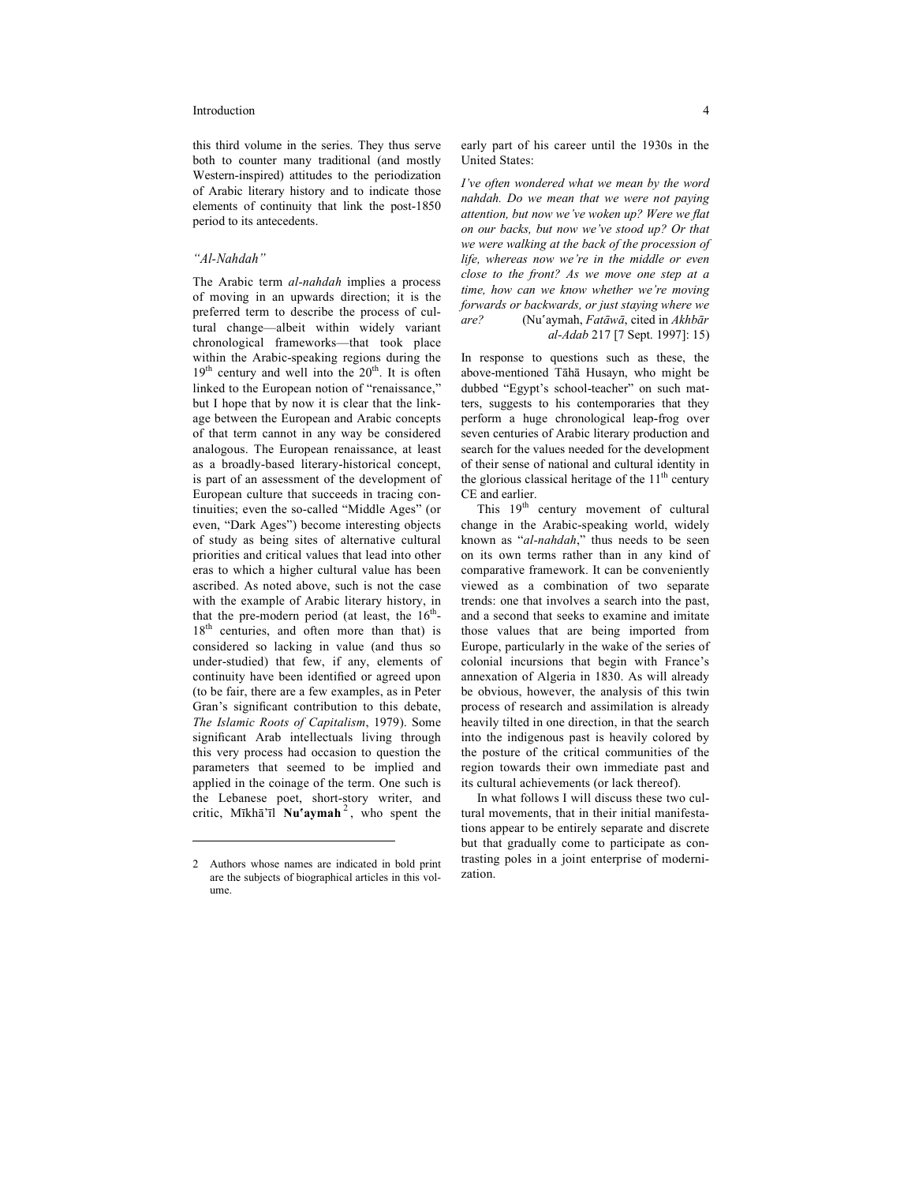this third volume in the series. They thus serve both to counter many traditional (and mostly Western-inspired) attitudes to the periodization of Arabic literary history and to indicate those elements of continuity that link the post-1850 period to its antecedents.

### *"Al-Nahdah"*

The Arabic term *al-nahdah* implies a process of moving in an upwards direction; it is the preferred term to describe the process of cultural change—albeit within widely variant chronological frameworks—that took place within the Arabic-speaking regions during the 19th century and well into the 20th. It is often linked to the European notion of "renaissance," but I hope that by now it is clear that the linkage between the European and Arabic concepts of that term cannot in any way be considered analogous. The European renaissance, at least as a broadly-based literary-historical concept, is part of an assessment of the development of European culture that succeeds in tracing continuities; even the so-called "Middle Ages" (or even, "Dark Ages") become interesting objects of study as being sites of alternative cultural priorities and critical values that lead into other eras to which a higher cultural value has been ascribed. As noted above, such is not the case with the example of Arabic literary history, in that the pre-modern period (at least, the 16th-18th centuries, and often more than that) is considered so lacking in value (and thus so under-studied) that few, if any, elements of continuity have been identified or agreed upon (to be fair, there are a few examples, as in Peter Gran's significant contribution to this debate, *The Islamic Roots of Capitalism*, 1979). Some significant Arab intellectuals living through this very process had occasion to question the parameters that seemed to be implied and applied in the coinage of the term. One such is the Lebanese poet, short-story writer, and critic, Mīkhā'īl **Nuʿaymah**[2], who spent the early part of his career until the 1930s in the United States:

> *I've often wondered what we mean by the word nahdah. Do we mean that we were not paying attention, but now we've woken up? Were we flat on our backs, but now we've stood up? Or that we were walking at the back of the procession of life, whereas now we're in the middle or even close to the front? As we move one step at a time, how can we know whether we're moving forwards or backwards, or just staying where we are?* (Nuʿaymah, *Fatāwā*, cited in *Akhbār al-Adab* 217 [7 Sept. 1997]: 15)

In response to questions such as these, the above-mentioned Tāhā Husayn, who might be dubbed "Egypt's school-teacher" on such matters, suggests to his contemporaries that they perform a huge chronological leap-frog over seven centuries of Arabic literary production and search for the values needed for the development of their sense of national and cultural identity in the glorious classical heritage of the 11th century CE and earlier.

This 19th century movement of cultural change in the Arabic-speaking world, widely known as "*al-nahdah*," thus needs to be seen on its own terms rather than in any kind of comparative framework. It can be conveniently viewed as a combination of two separate trends: one that involves a search into the past, and a second that seeks to examine and imitate those values that are being imported from Europe, particularly in the wake of the series of colonial incursions that begin with France's annexation of Algeria in 1830. As will already be obvious, however, the analysis of this twin process of research and assimilation is already heavily tilted in one direction, in that the search into the indigenous past is heavily colored by the posture of the critical communities of the region towards their own immediate past and its cultural achievements (or lack thereof).

In what follows I will discuss these two cultural movements, that in their initial manifestations appear to be entirely separate and discrete but that gradually come to participate as contrasting poles in a joint enterprise of modernization.

---

2 Authors whose names are indicated in bold print are the subjects of biographical articles in this volume.